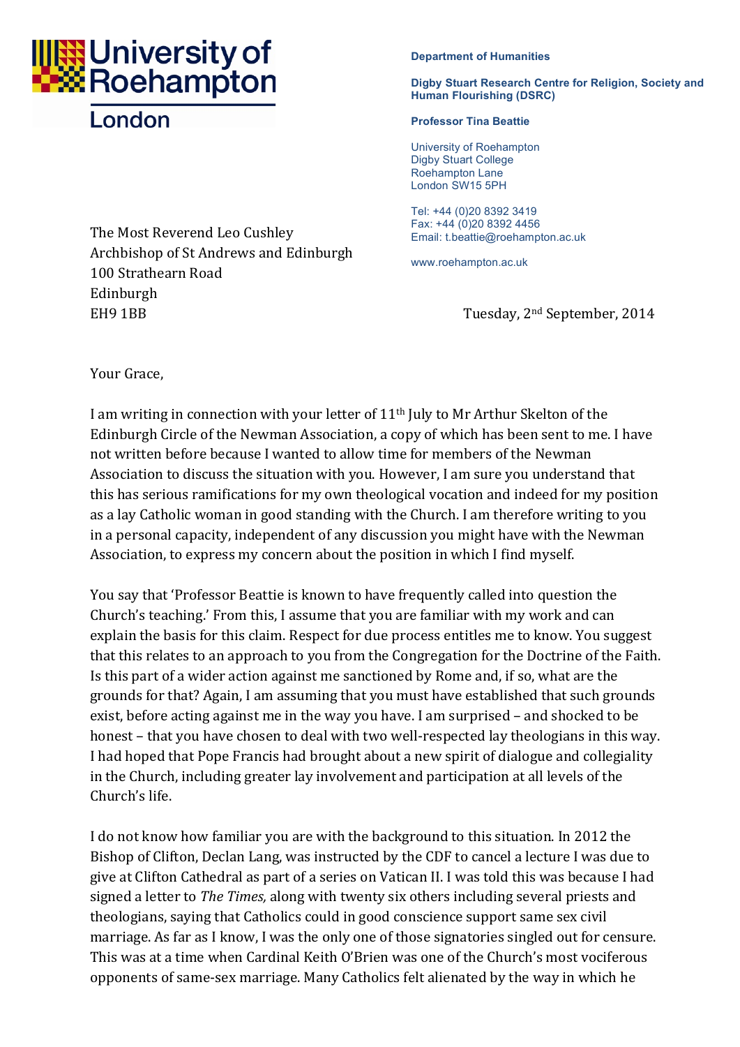University of Roehampton
London

**Department of Humanities**

**Digby Stuart Research Centre for Religion, Society and Human Flourishing (DSRC)**

**Professor Tina Beattie**

University of Roehampton
Digby Stuart College
Roehampton Lane
London SW15 5PH

Tel: +44 (0)20 8392 3419
Fax: +44 (0)20 8392 4456
Email: t.beattie@roehampton.ac.uk

www.roehampton.ac.uk

The Most Reverend Leo Cushley
Archbishop of St Andrews and Edinburgh
100 Strathearn Road
Edinburgh
EH9 1BB

Tuesday, 2nd September, 2014

Your Grace,

I am writing in connection with your letter of 11th July to Mr Arthur Skelton of the Edinburgh Circle of the Newman Association, a copy of which has been sent to me. I have not written before because I wanted to allow time for members of the Newman Association to discuss the situation with you. However, I am sure you understand that this has serious ramifications for my own theological vocation and indeed for my position as a lay Catholic woman in good standing with the Church. I am therefore writing to you in a personal capacity, independent of any discussion you might have with the Newman Association, to express my concern about the position in which I find myself.

You say that 'Professor Beattie is known to have frequently called into question the Church's teaching.' From this, I assume that you are familiar with my work and can explain the basis for this claim. Respect for due process entitles me to know. You suggest that this relates to an approach to you from the Congregation for the Doctrine of the Faith. Is this part of a wider action against me sanctioned by Rome and, if so, what are the grounds for that? Again, I am assuming that you must have established that such grounds exist, before acting against me in the way you have. I am surprised – and shocked to be honest – that you have chosen to deal with two well-respected lay theologians in this way. I had hoped that Pope Francis had brought about a new spirit of dialogue and collegiality in the Church, including greater lay involvement and participation at all levels of the Church's life.

I do not know how familiar you are with the background to this situation. In 2012 the Bishop of Clifton, Declan Lang, was instructed by the CDF to cancel a lecture I was due to give at Clifton Cathedral as part of a series on Vatican II. I was told this was because I had signed a letter to *The Times,* along with twenty six others including several priests and theologians, saying that Catholics could in good conscience support same sex civil marriage. As far as I know, I was the only one of those signatories singled out for censure. This was at a time when Cardinal Keith O'Brien was one of the Church's most vociferous opponents of same-sex marriage. Many Catholics felt alienated by the way in which he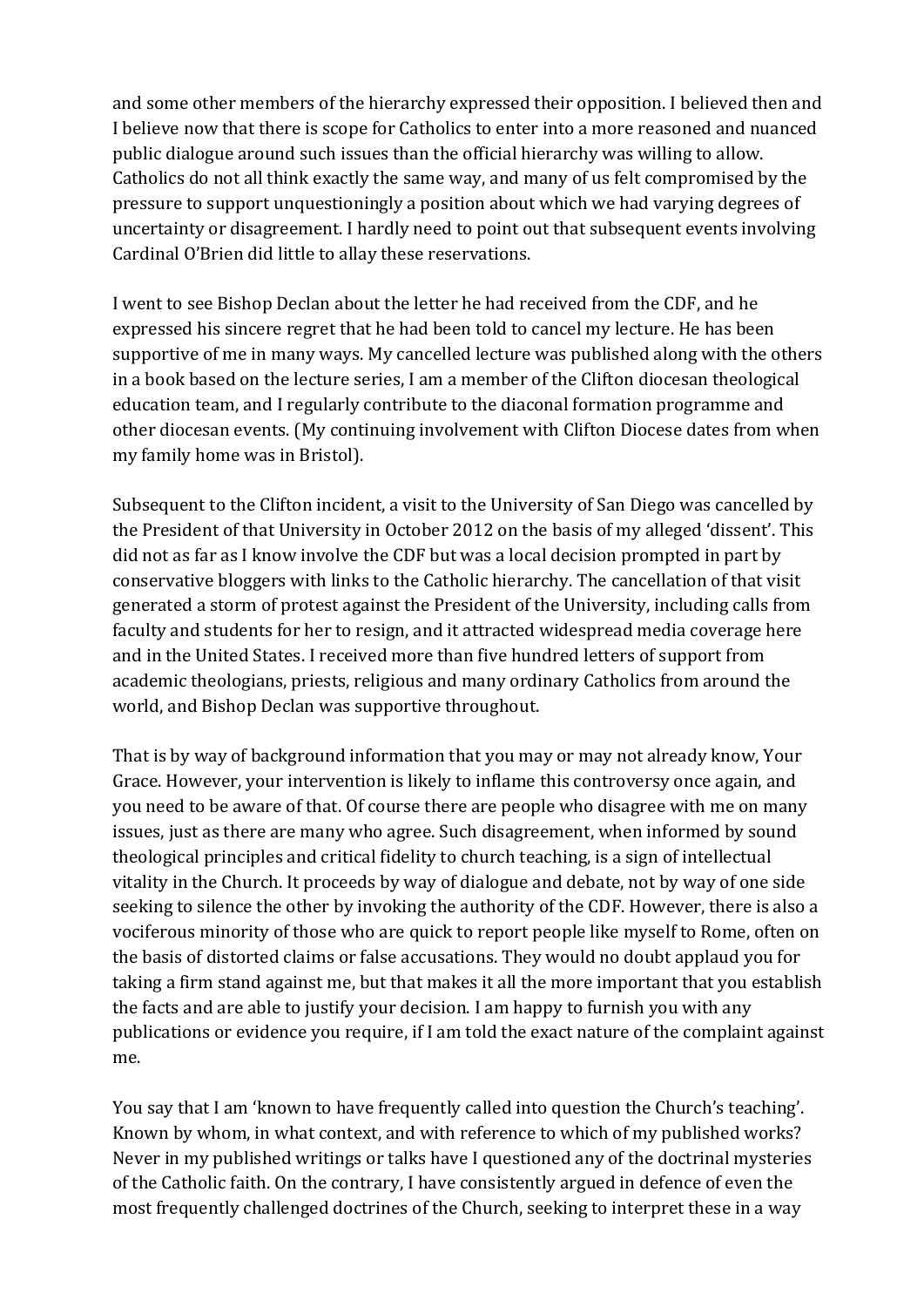and some other members of the hierarchy expressed their opposition. I believed then and I believe now that there is scope for Catholics to enter into a more reasoned and nuanced public dialogue around such issues than the official hierarchy was willing to allow. Catholics do not all think exactly the same way, and many of us felt compromised by the pressure to support unquestioningly a position about which we had varying degrees of uncertainty or disagreement. I hardly need to point out that subsequent events involving Cardinal O'Brien did little to allay these reservations.

I went to see Bishop Declan about the letter he had received from the CDF, and he expressed his sincere regret that he had been told to cancel my lecture. He has been supportive of me in many ways. My cancelled lecture was published along with the others in a book based on the lecture series, I am a member of the Clifton diocesan theological education team, and I regularly contribute to the diaconal formation programme and other diocesan events. (My continuing involvement with Clifton Diocese dates from when my family home was in Bristol).

Subsequent to the Clifton incident, a visit to the University of San Diego was cancelled by the President of that University in October 2012 on the basis of my alleged 'dissent'. This did not as far as I know involve the CDF but was a local decision prompted in part by conservative bloggers with links to the Catholic hierarchy. The cancellation of that visit generated a storm of protest against the President of the University, including calls from faculty and students for her to resign, and it attracted widespread media coverage here and in the United States. I received more than five hundred letters of support from academic theologians, priests, religious and many ordinary Catholics from around the world, and Bishop Declan was supportive throughout.

That is by way of background information that you may or may not already know, Your Grace. However, your intervention is likely to inflame this controversy once again, and you need to be aware of that. Of course there are people who disagree with me on many issues, just as there are many who agree. Such disagreement, when informed by sound theological principles and critical fidelity to church teaching, is a sign of intellectual vitality in the Church. It proceeds by way of dialogue and debate, not by way of one side seeking to silence the other by invoking the authority of the CDF. However, there is also a vociferous minority of those who are quick to report people like myself to Rome, often on the basis of distorted claims or false accusations. They would no doubt applaud you for taking a firm stand against me, but that makes it all the more important that you establish the facts and are able to justify your decision. I am happy to furnish you with any publications or evidence you require, if I am told the exact nature of the complaint against me.

You say that I am 'known to have frequently called into question the Church's teaching'. Known by whom, in what context, and with reference to which of my published works? Never in my published writings or talks have I questioned any of the doctrinal mysteries of the Catholic faith. On the contrary, I have consistently argued in defence of even the most frequently challenged doctrines of the Church, seeking to interpret these in a way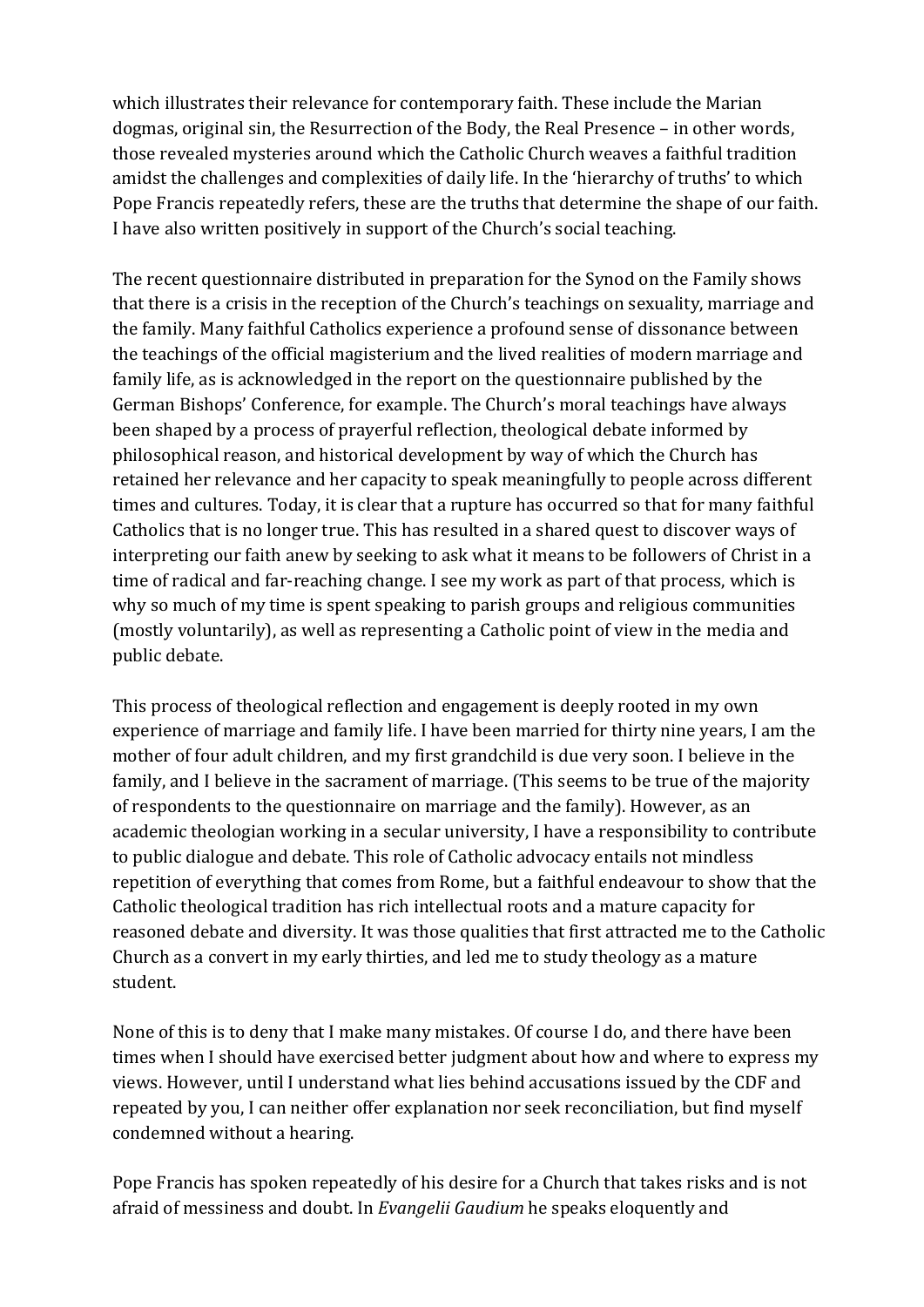which illustrates their relevance for contemporary faith. These include the Marian dogmas, original sin, the Resurrection of the Body, the Real Presence – in other words, those revealed mysteries around which the Catholic Church weaves a faithful tradition amidst the challenges and complexities of daily life. In the 'hierarchy of truths' to which Pope Francis repeatedly refers, these are the truths that determine the shape of our faith. I have also written positively in support of the Church's social teaching.

The recent questionnaire distributed in preparation for the Synod on the Family shows that there is a crisis in the reception of the Church's teachings on sexuality, marriage and the family. Many faithful Catholics experience a profound sense of dissonance between the teachings of the official magisterium and the lived realities of modern marriage and family life, as is acknowledged in the report on the questionnaire published by the German Bishops' Conference, for example. The Church's moral teachings have always been shaped by a process of prayerful reflection, theological debate informed by philosophical reason, and historical development by way of which the Church has retained her relevance and her capacity to speak meaningfully to people across different times and cultures. Today, it is clear that a rupture has occurred so that for many faithful Catholics that is no longer true. This has resulted in a shared quest to discover ways of interpreting our faith anew by seeking to ask what it means to be followers of Christ in a time of radical and far-reaching change. I see my work as part of that process, which is why so much of my time is spent speaking to parish groups and religious communities (mostly voluntarily), as well as representing a Catholic point of view in the media and public debate.

This process of theological reflection and engagement is deeply rooted in my own experience of marriage and family life. I have been married for thirty nine years, I am the mother of four adult children, and my first grandchild is due very soon. I believe in the family, and I believe in the sacrament of marriage. (This seems to be true of the majority of respondents to the questionnaire on marriage and the family). However, as an academic theologian working in a secular university, I have a responsibility to contribute to public dialogue and debate. This role of Catholic advocacy entails not mindless repetition of everything that comes from Rome, but a faithful endeavour to show that the Catholic theological tradition has rich intellectual roots and a mature capacity for reasoned debate and diversity. It was those qualities that first attracted me to the Catholic Church as a convert in my early thirties, and led me to study theology as a mature student.

None of this is to deny that I make many mistakes. Of course I do, and there have been times when I should have exercised better judgment about how and where to express my views. However, until I understand what lies behind accusations issued by the CDF and repeated by you, I can neither offer explanation nor seek reconciliation, but find myself condemned without a hearing.

Pope Francis has spoken repeatedly of his desire for a Church that takes risks and is not afraid of messiness and doubt. In *Evangelii Gaudium* he speaks eloquently and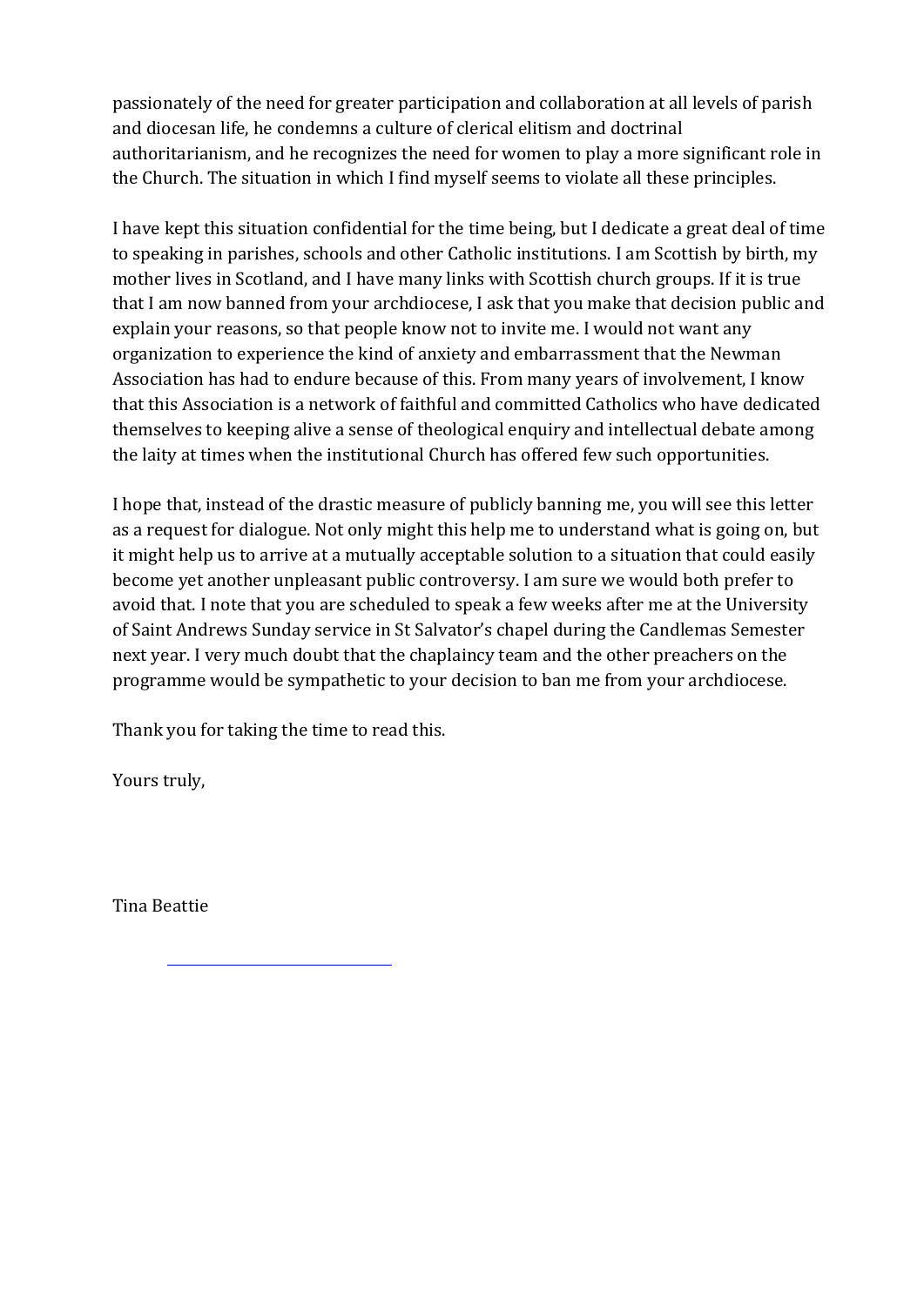passionately of the need for greater participation and collaboration at all levels of parish and diocesan life, he condemns a culture of clerical elitism and doctrinal authoritarianism, and he recognizes the need for women to play a more significant role in the Church. The situation in which I find myself seems to violate all these principles.

I have kept this situation confidential for the time being, but I dedicate a great deal of time to speaking in parishes, schools and other Catholic institutions. I am Scottish by birth, my mother lives in Scotland, and I have many links with Scottish church groups. If it is true that I am now banned from your archdiocese, I ask that you make that decision public and explain your reasons, so that people know not to invite me. I would not want any organization to experience the kind of anxiety and embarrassment that the Newman Association has had to endure because of this. From many years of involvement, I know that this Association is a network of faithful and committed Catholics who have dedicated themselves to keeping alive a sense of theological enquiry and intellectual debate among the laity at times when the institutional Church has offered few such opportunities.

I hope that, instead of the drastic measure of publicly banning me, you will see this letter as a request for dialogue. Not only might this help me to understand what is going on, but it might help us to arrive at a mutually acceptable solution to a situation that could easily become yet another unpleasant public controversy. I am sure we would both prefer to avoid that. I note that you are scheduled to speak a few weeks after me at the University of Saint Andrews Sunday service in St Salvator's chapel during the Candlemas Semester next year. I very much doubt that the chaplaincy team and the other preachers on the programme would be sympathetic to your decision to ban me from your archdiocese.

Thank you for taking the time to read this.

Yours truly,

Tina Beattie